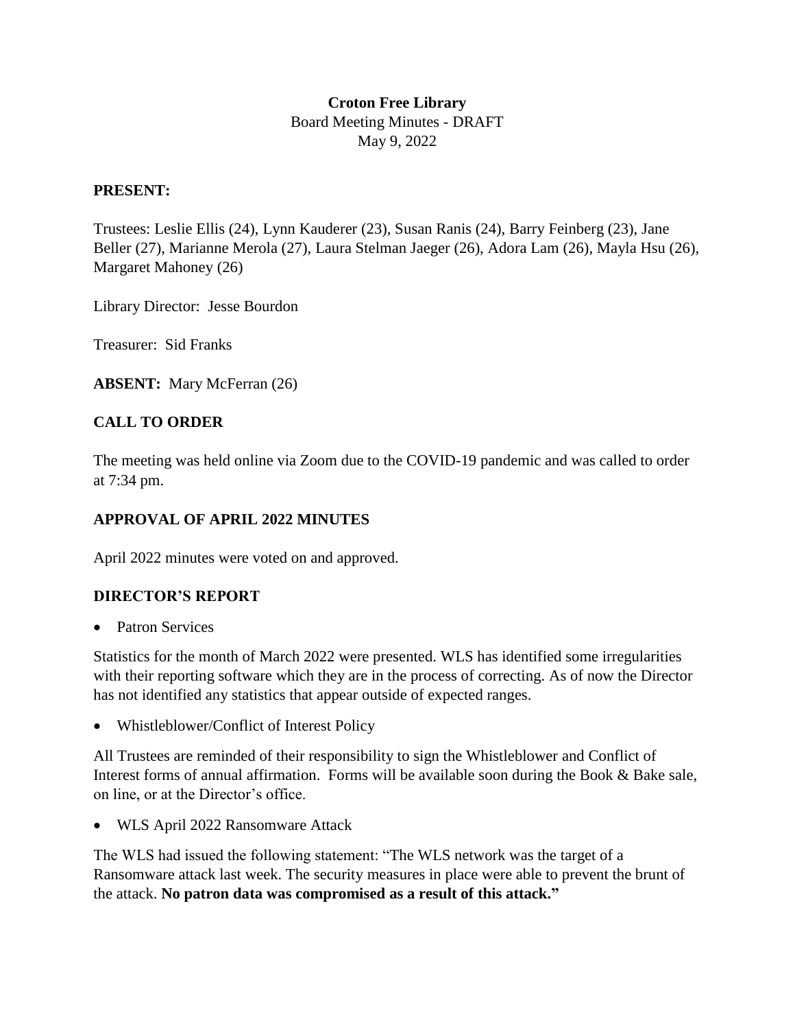**Croton Free Library**
Board Meeting Minutes - DRAFT
May 9, 2022

**PRESENT:**

Trustees: Leslie Ellis (24), Lynn Kauderer (23), Susan Ranis (24), Barry Feinberg (23), Jane Beller (27), Marianne Merola (27), Laura Stelman Jaeger (26), Adora Lam (26), Mayla Hsu (26), Margaret Mahoney (26)

Library Director: Jesse Bourdon

Treasurer: Sid Franks

**ABSENT:** Mary McFerran (26)

## CALL TO ORDER

The meeting was held online via Zoom due to the COVID-19 pandemic and was called to order at 7:34 pm.

## APPROVAL OF APRIL 2022 MINUTES

April 2022 minutes were voted on and approved.

## DIRECTOR'S REPORT

- Patron Services

Statistics for the month of March 2022 were presented. WLS has identified some irregularities with their reporting software which they are in the process of correcting. As of now the Director has not identified any statistics that appear outside of expected ranges.

- Whistleblower/Conflict of Interest Policy

All Trustees are reminded of their responsibility to sign the Whistleblower and Conflict of Interest forms of annual affirmation. Forms will be available soon during the Book & Bake sale, on line, or at the Director's office.

- WLS April 2022 Ransomware Attack

The WLS had issued the following statement: "The WLS network was the target of a Ransomware attack last week. The security measures in place were able to prevent the brunt of the attack. **No patron data was compromised as a result of this attack."**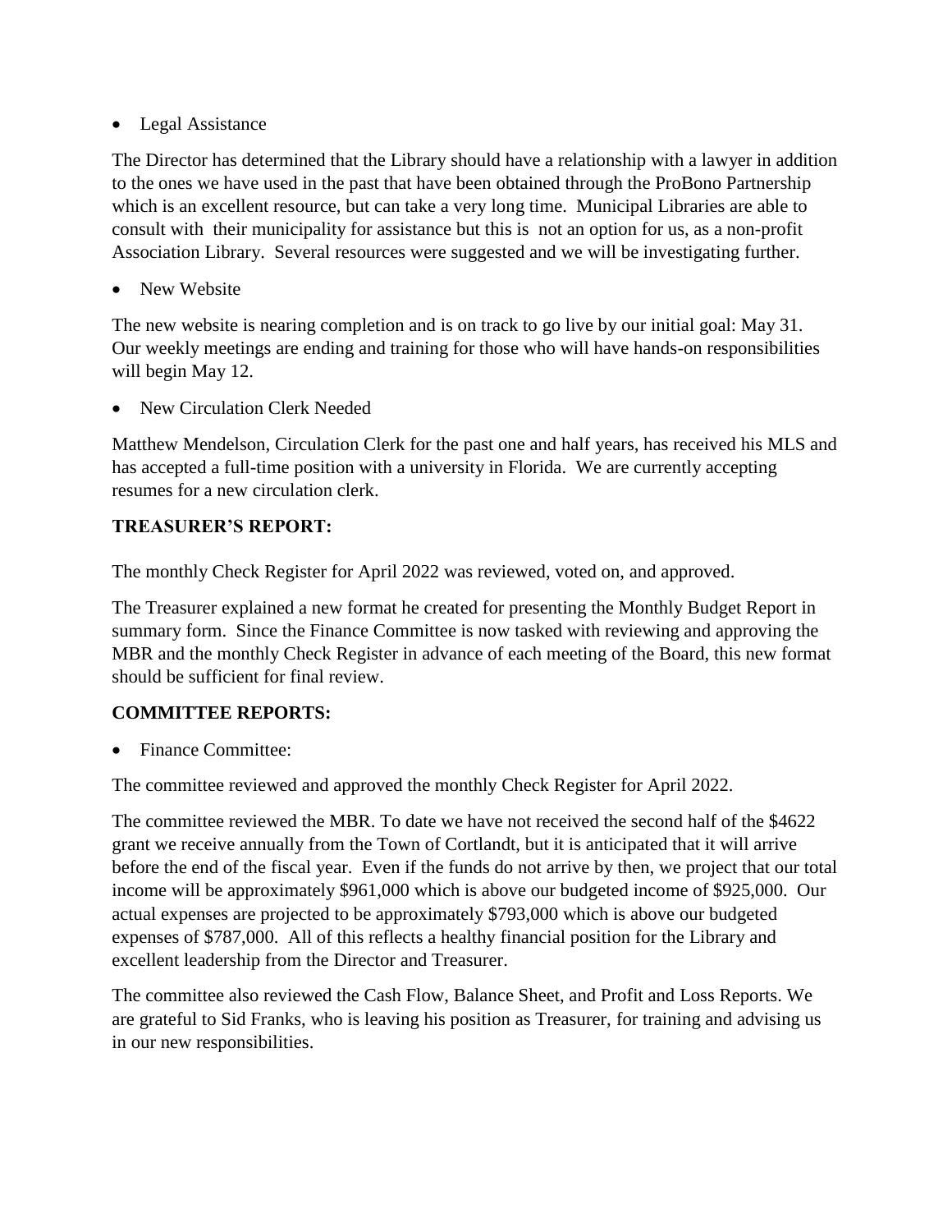- Legal Assistance

The Director has determined that the Library should have a relationship with a lawyer in addition to the ones we have used in the past that have been obtained through the ProBono Partnership which is an excellent resource, but can take a very long time. Municipal Libraries are able to consult with their municipality for assistance but this is not an option for us, as a non-profit Association Library. Several resources were suggested and we will be investigating further.

- New Website

The new website is nearing completion and is on track to go live by our initial goal: May 31. Our weekly meetings are ending and training for those who will have hands-on responsibilities will begin May 12.

- New Circulation Clerk Needed

Matthew Mendelson, Circulation Clerk for the past one and half years, has received his MLS and has accepted a full-time position with a university in Florida. We are currently accepting resumes for a new circulation clerk.

**TREASURER'S REPORT:**

The monthly Check Register for April 2022 was reviewed, voted on, and approved.

The Treasurer explained a new format he created for presenting the Monthly Budget Report in summary form. Since the Finance Committee is now tasked with reviewing and approving the MBR and the monthly Check Register in advance of each meeting of the Board, this new format should be sufficient for final review.

**COMMITTEE REPORTS:**

- Finance Committee:

The committee reviewed and approved the monthly Check Register for April 2022.

The committee reviewed the MBR. To date we have not received the second half of the $4622 grant we receive annually from the Town of Cortlandt, but it is anticipated that it will arrive before the end of the fiscal year. Even if the funds do not arrive by then, we project that our total income will be approximately $961,000 which is above our budgeted income of $925,000. Our actual expenses are projected to be approximately $793,000 which is above our budgeted expenses of $787,000. All of this reflects a healthy financial position for the Library and excellent leadership from the Director and Treasurer.

The committee also reviewed the Cash Flow, Balance Sheet, and Profit and Loss Reports. We are grateful to Sid Franks, who is leaving his position as Treasurer, for training and advising us in our new responsibilities.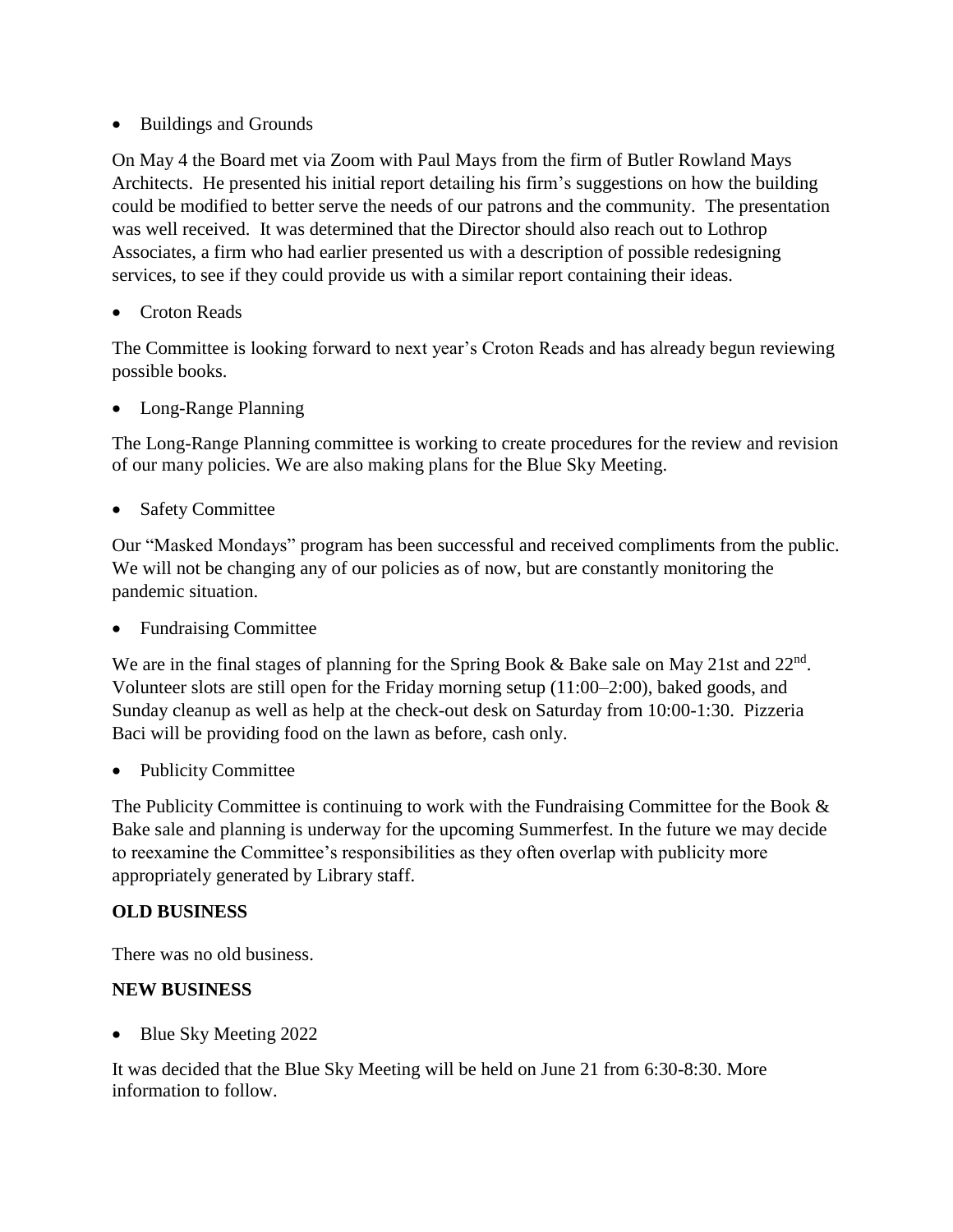- Buildings and Grounds

On May 4 the Board met via Zoom with Paul Mays from the firm of Butler Rowland Mays Architects. He presented his initial report detailing his firm's suggestions on how the building could be modified to better serve the needs of our patrons and the community. The presentation was well received. It was determined that the Director should also reach out to Lothrop Associates, a firm who had earlier presented us with a description of possible redesigning services, to see if they could provide us with a similar report containing their ideas.

- Croton Reads

The Committee is looking forward to next year's Croton Reads and has already begun reviewing possible books.

- Long-Range Planning

The Long-Range Planning committee is working to create procedures for the review and revision of our many policies. We are also making plans for the Blue Sky Meeting.

- Safety Committee

Our "Masked Mondays" program has been successful and received compliments from the public. We will not be changing any of our policies as of now, but are constantly monitoring the pandemic situation.

- Fundraising Committee

We are in the final stages of planning for the Spring Book & Bake sale on May 21st and 22nd. Volunteer slots are still open for the Friday morning setup (11:00–2:00), baked goods, and Sunday cleanup as well as help at the check-out desk on Saturday from 10:00-1:30. Pizzeria Baci will be providing food on the lawn as before, cash only.

- Publicity Committee

The Publicity Committee is continuing to work with the Fundraising Committee for the Book & Bake sale and planning is underway for the upcoming Summerfest. In the future we may decide to reexamine the Committee's responsibilities as they often overlap with publicity more appropriately generated by Library staff.

**OLD BUSINESS**

There was no old business.

**NEW BUSINESS**

- Blue Sky Meeting 2022

It was decided that the Blue Sky Meeting will be held on June 21 from 6:30-8:30. More information to follow.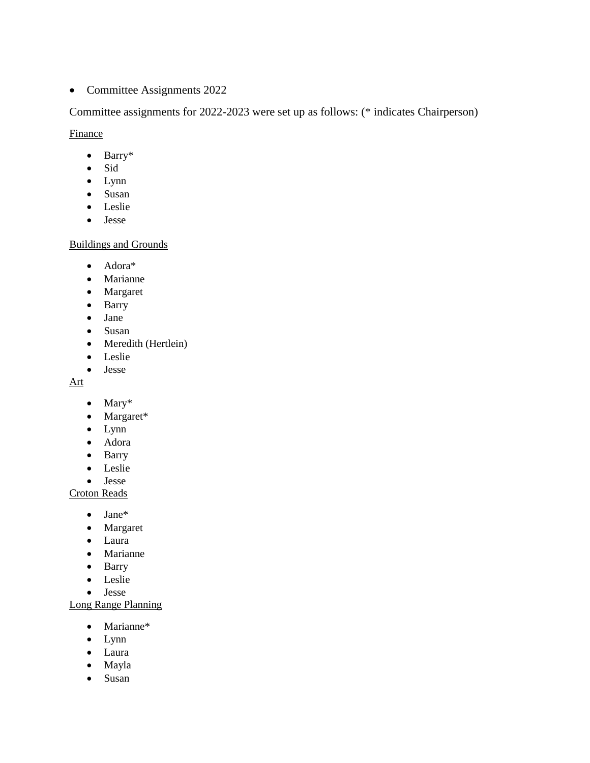- Committee Assignments 2022

Committee assignments for 2022-2023 were set up as follows: (* indicates Chairperson)

Finance

- Barry*
- Sid
- Lynn
- Susan
- Leslie
- Jesse

Buildings and Grounds

- Adora*
- Marianne
- Margaret
- Barry
- Jane
- Susan
- Meredith (Hertlein)
- Leslie
- Jesse

Art

- Mary*
- Margaret*
- Lynn
- Adora
- Barry
- Leslie
- Jesse

Croton Reads

- Jane*
- Margaret
- Laura
- Marianne
- Barry
- Leslie
- Jesse

Long Range Planning

- Marianne*
- Lynn
- Laura
- Mayla
- Susan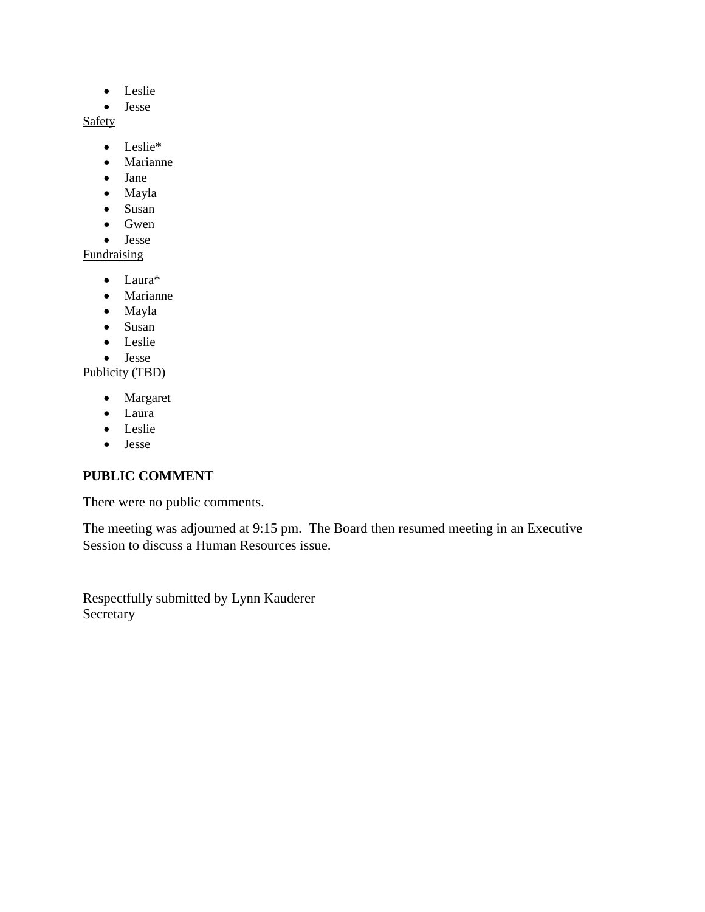- Leslie
- Jesse

<u>Safety</u>

- Leslie*
- Marianne
- Jane
- Mayla
- Susan
- Gwen
- Jesse

<u>Fundraising</u>

- Laura*
- Marianne
- Mayla
- Susan
- Leslie
- Jesse

<u>Publicity (TBD)</u>

- Margaret
- Laura
- Leslie
- Jesse

**PUBLIC COMMENT**

There were no public comments.

The meeting was adjourned at 9:15 pm. The Board then resumed meeting in an Executive Session to discuss a Human Resources issue.

Respectfully submitted by Lynn Kauderer
Secretary